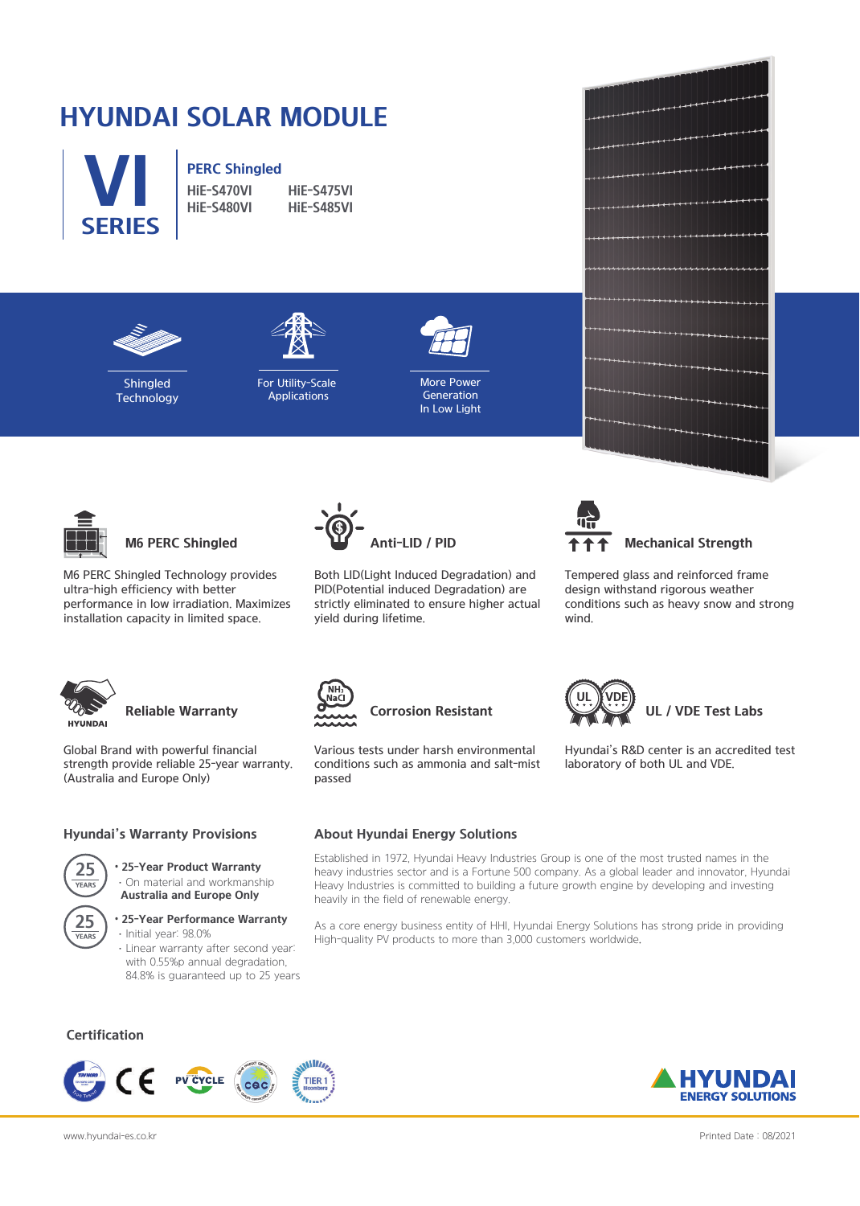# HYUNDAI SOLAR MODULE

## VI SERIES

**PERC Shingled**

HiE-S470VI HiE-S475VI
HiE-S480VI HiE-S485VI

Shingled Technology

For Utility-Scale Applications

More Power Generation In Low Light

### M6 PERC Shingled

M6 PERC Shingled Technology provides ultra-high efficiency with better performance in low irradiation. Maximizes installation capacity in limited space.

### Anti-LID / PID

Both LID(Light Induced Degradation) and PID(Potential induced Degradation) are strictly eliminated to ensure higher actual yield during lifetime.

### Mechanical Strength

Tempered glass and reinforced frame design withstand rigorous weather conditions such as heavy snow and strong wind.

### Reliable Warranty

Global Brand with powerful financial strength provide reliable 25-year warranty. (Australia and Europe Only)

### Corrosion Resistant

Various tests under harsh environmental conditions such as ammonia and salt-mist passed

### UL / VDE Test Labs

Hyundai's R&D center is an accredited test laboratory of both UL and VDE.

### Hyundai's Warranty Provisions

- **25-Year Product Warranty**
  - On material and workmanship
  
  **Australia and Europe Only**
- **25-Year Performance Warranty**
  - Initial year: 98.0%
  - Linear warranty after second year: with 0.55%p annual degradation, 84.8% is guaranteed up to 25 years

### About Hyundai Energy Solutions

Established in 1972, Hyundai Heavy Industries Group is one of the most trusted names in the heavy industries sector and is a Fortune 500 company. As a global leader and innovator, Hyundai Heavy Industries is committed to building a future growth engine by developing and investing heavily in the field of renewable energy.

As a core energy business entity of HHI, Hyundai Energy Solutions has strong pride in providing High-quality PV products to more than 3,000 customers worldwide.

### Certification

HYUNDAI ENERGY SOLUTIONS

www.hyundai-es.co.kr

Printed Date : 08/2021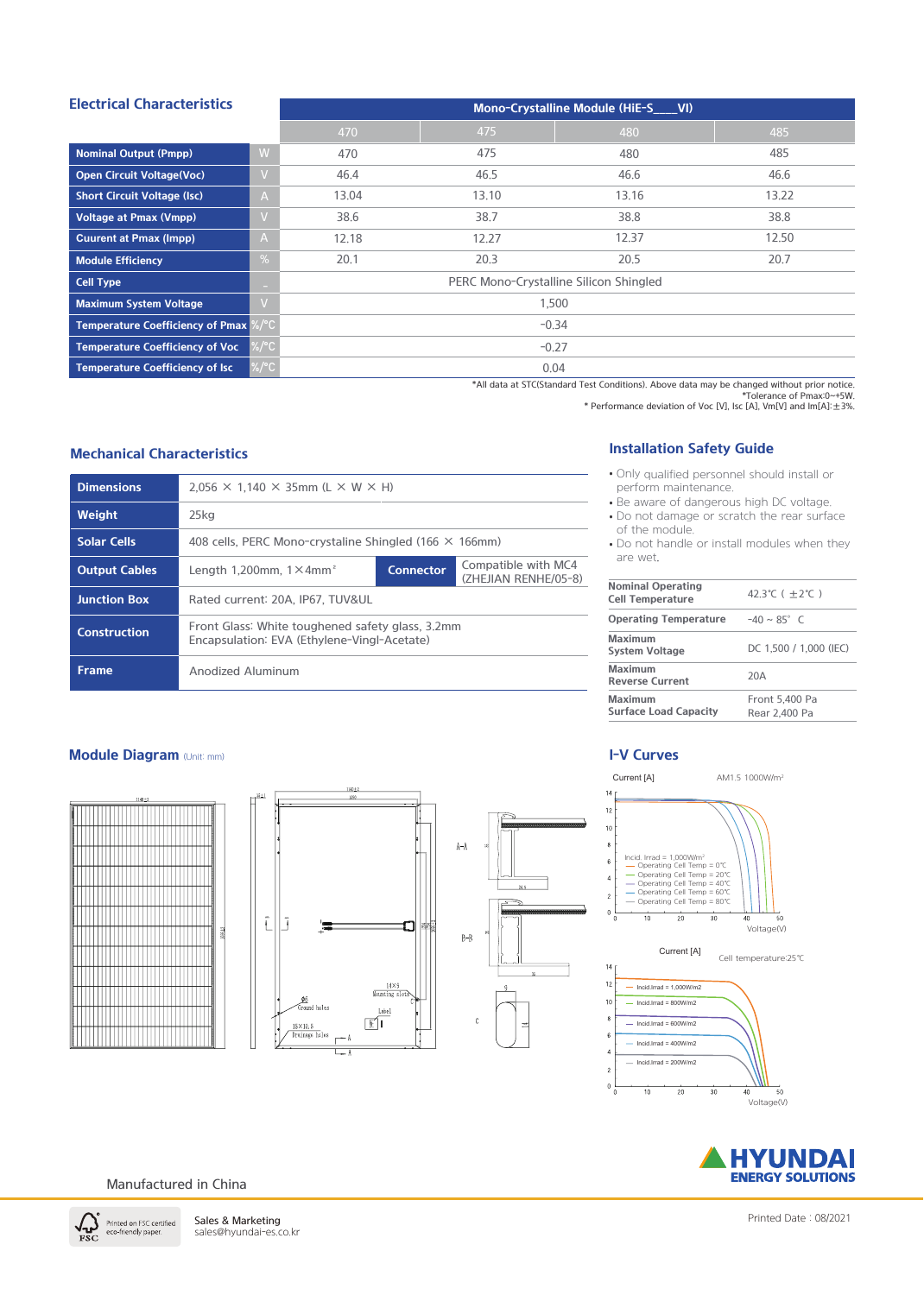## Electrical Characteristics

| | | Mono-Crystalline Module (HiE-S___VI) | | | |
|---|---|---|---|---|---|
| | | 470 | 475 | 480 | 485 |
| Nominal Output (Pmpp) | W | 470 | 475 | 480 | 485 |
| Open Circuit Voltage(Voc) | V | 46.4 | 46.5 | 46.6 | 46.6 |
| Short Circuit Voltage (Isc) | A | 13.04 | 13.10 | 13.16 | 13.22 |
| Voltage at Pmax (Vmpp) | V | 38.6 | 38.7 | 38.8 | 38.8 |
| Cuurent at Pmax (Impp) | A | 12.18 | 12.27 | 12.37 | 12.50 |
| Module Efficiency | % | 20.1 | 20.3 | 20.5 | 20.7 |
| Cell Type | - | PERC Mono-Crystalline Silicon Shingled | | | |
| Maximum System Voltage | V | 1,500 | | | |
| Temperature Coefficiency of Pmax | %/°C | -0.34 | | | |
| Temperature Coefficiency of Voc | %/°C | -0.27 | | | |
| Temperature Coefficiency of Isc | %/°C | 0.04 | | | |

*All data at STC(Standard Test Conditions). Above data may be changed without prior notice.
*Tolerance of Pmax:0~+5W.
* Performance deviation of Voc [V], Isc [A], Vm[V] and Im[A]:±3%.

## Mechanical Characteristics

| | | | |
|---|---|---|---|
| Dimensions | 2,056 × 1,140 × 35mm (L × W × H) | | |
| Weight | 25kg | | |
| Solar Cells | 408 cells, PERC Mono-crystaline Shingled (166 × 166mm) | | |
| Output Cables | Length 1,200mm, 1×4mm² | Connector | Compatible with MC4 (ZHEJIAN RENHE/05-8) |
| Junction Box | Rated current: 20A, IP67, TUV&UL | | |
| Construction | Front Glass: White toughened safety glass, 3.2mm<br>Encapsulation: EVA (Ethylene-Vingl-Acetate) | | |
| Frame | Anodized Aluminum | | |

## Installation Safety Guide

- Only qualified personnel should install or perform maintenance.
- Be aware of dangerous high DC voltage.
- Do not damage or scratch the rear surface of the module.
- Do not handle or install modules when they are wet.

| | |
|---|---|
| Nominal Operating Cell Temperature | 42.3℃ ( ±2℃ ) |
| Operating Temperature | -40 ~ 85° C |
| Maximum System Voltage | DC 1,500 / 1,000 (IEC) |
| Maximum Reverse Current | 20A |
| Maximum Surface Load Capacity | Front 5,400 Pa<br>Rear 2,400 Pa |

## Module Diagram (Unit: mm)

A-A

B-B

C

Φ6 Ground holes

14X9 Mounting slots

15X10.5 Drainage holes

Label

## I-V Curves

Current [A]
AM1.5 1000W/m²
Incid. Irrad = 1,000W/m²
Operating Cell Temp = 0℃
Operating Cell Temp = 20℃
Operating Cell Temp = 40℃
Operating Cell Temp = 60℃
Operating Cell Temp = 80℃
Voltage(V)

Current [A]
Cell temperature:25℃
Incid.Irrad = 1,000W/m2
Incid.Irrad = 800W/m2
Incid.Irrad = 600W/m2
Incid.Irrad = 400W/m2
Incid.Irrad = 200W/m2
Voltage(V)

HYUNDAI ENERGY SOLUTIONS

Manufactured in China

Printed on FSC certified eco-friendly paper.

Sales & Marketing
sales@hyundai-es.co.kr

Printed Date : 08/2021